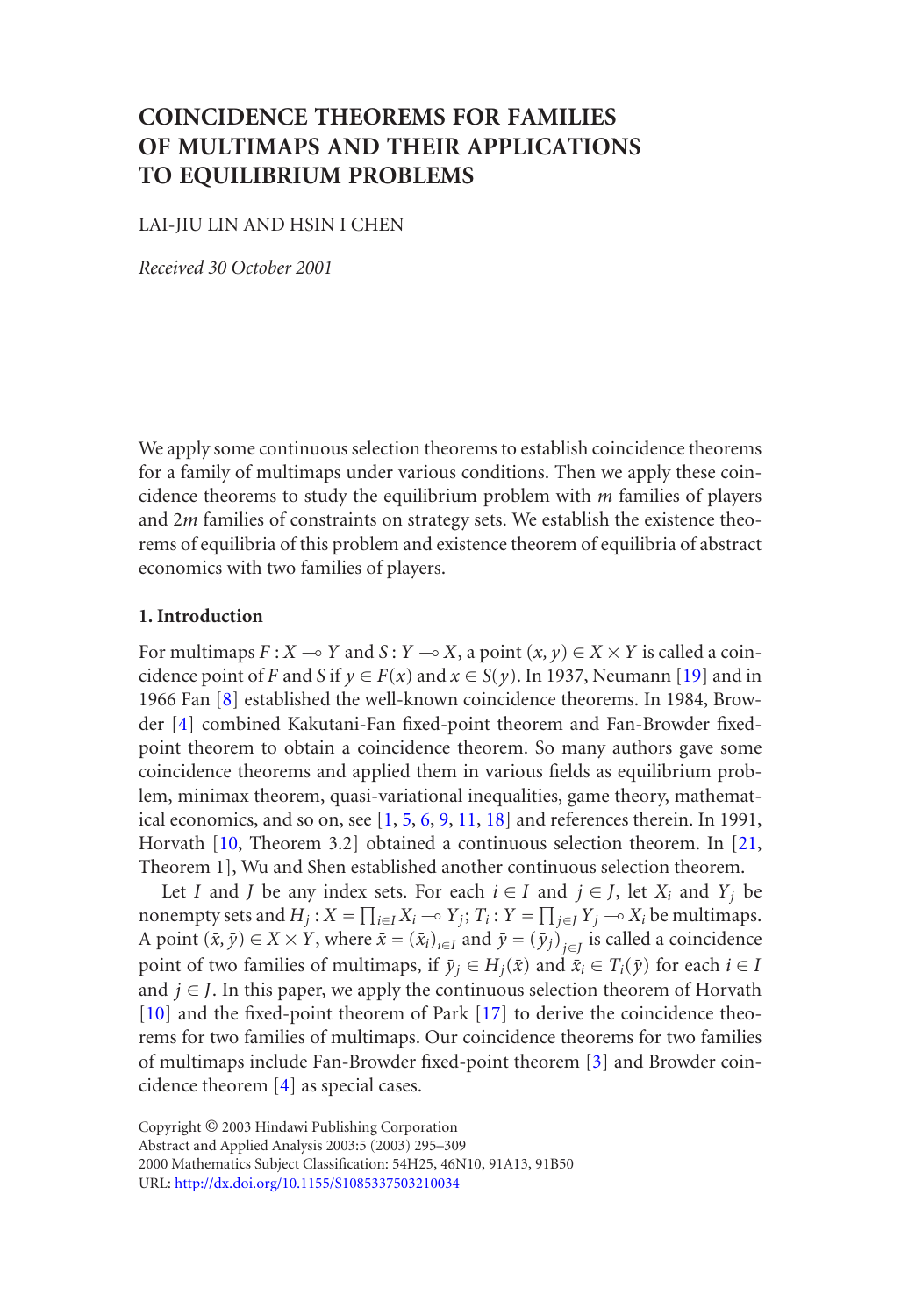# COINCIDENCE THEOREMS FOR FAMILIES OF MULTIMAPS AND THEIR APPLICATIONS TO EQUILIBRIUM PROBLEMS

LAI-JIU LIN AND HSIN I CHEN

*Received 30 October 2001*

We apply some continuous selection theorems to establish coincidence theorems for a family of multimaps under various conditions. Then we apply these coincidence theorems to study the equilibrium problem with $m$ families of players and $2m$ families of constraints on strategy sets. We establish the existence theorems of equilibria of this problem and existence theorem of equilibria of abstract economics with two families of players.

## 1. Introduction

For multimaps $F : X \multimap Y$ and $S : Y \multimap X$, a point $(x, y) \in X \times Y$ is called a coincidence point of $F$ and $S$ if $y \in F(x)$ and $x \in S(y)$. In 1937, Neumann [19] and in 1966 Fan [8] established the well-known coincidence theorems. In 1984, Browder [4] combined Kakutani-Fan fixed-point theorem and Fan-Browder fixed-point theorem to obtain a coincidence theorem. So many authors gave some coincidence theorems and applied them in various fields as equilibrium problem, minimax theorem, quasi-variational inequalities, game theory, mathematical economics, and so on, see [1, 5, 6, 9, 11, 18] and references therein. In 1991, Horvath [10, Theorem 3.2] obtained a continuous selection theorem. In [21, Theorem 1], Wu and Shen established another continuous selection theorem.

Let $I$ and $J$ be any index sets. For each $i \in I$ and $j \in J$, let $X_i$ and $Y_j$ be nonempty sets and $H_j : X = \prod_{i\in I} X_i \multimap Y_j$; $T_i : Y = \prod_{j\in J} Y_j \multimap X_i$ be multimaps. A point $(\bar{x}, \bar{y}) \in X \times Y$, where $\bar{x} = (\bar{x}_i)_{i\in I}$ and $\bar{y} = (\bar{y}_j)_{j\in J}$ is called a coincidence point of two families of multimaps, if $\bar{y}_j \in H_j(\bar{x})$ and $\bar{x}_i \in T_i(\bar{y})$ for each $i \in I$ and $j \in J$. In this paper, we apply the continuous selection theorem of Horvath [10] and the fixed-point theorem of Park [17] to derive the coincidence theorems for two families of multimaps. Our coincidence theorems for two families of multimaps include Fan-Browder fixed-point theorem [3] and Browder coincidence theorem [4] as special cases.

Copyright © 2003 Hindawi Publishing Corporation
Abstract and Applied Analysis 2003:5 (2003) 295–309
2000 Mathematics Subject Classification: 54H25, 46N10, 91A13, 91B50
URL: http://dx.doi.org/10.1155/S1085337503210034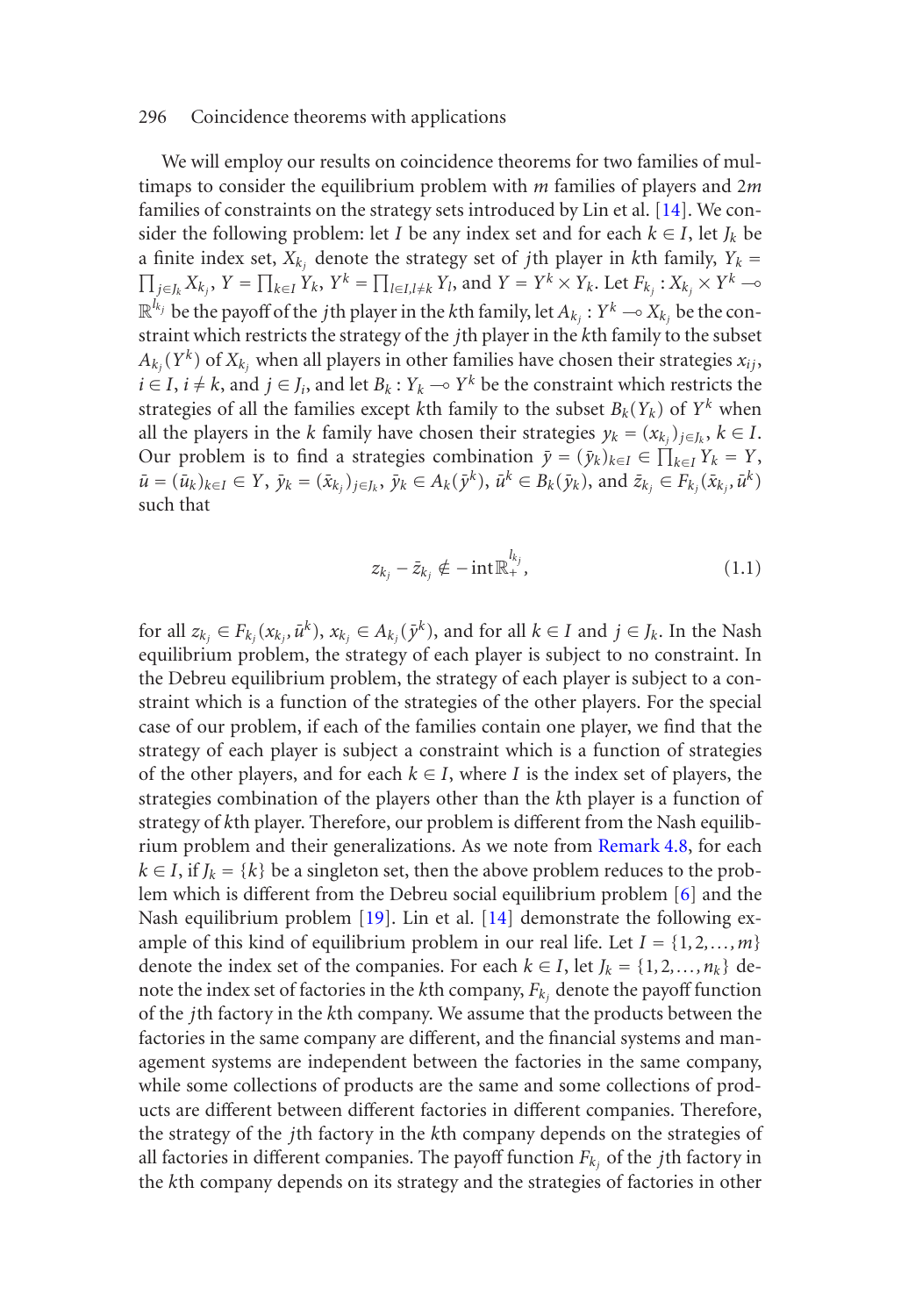We will employ our results on coincidence theorems for two families of multimaps to consider the equilibrium problem with $m$ families of players and $2m$ families of constraints on the strategy sets introduced by Lin et al. [14]. We consider the following problem: let $I$ be any index set and for each $k \in I$, let $J_k$ be a finite index set, $X_{k_j}$ denote the strategy set of $j$th player in $k$th family, $Y_k = \prod_{j \in J_k} X_{k_j}$, $Y = \prod_{k \in I} Y_k$, $Y^k = \prod_{l \in I, l \neq k} Y_l$, and $Y = Y^k \times Y_k$. Let $F_{k_j} : X_{k_j} \times Y^k \multimap \mathbb{R}^{l_{k_j}}$ be the payoff of the $j$th player in the $k$th family, let $A_{k_j} : Y^k \multimap X_{k_j}$ be the constraint which restricts the strategy of the $j$th player in the $k$th family to the subset $A_{k_j}(Y^k)$ of $X_{k_j}$ when all players in other families have chosen their strategies $x_{ij}$, $i \in I$, $i \neq k$, and $j \in J_i$, and let $B_k : Y_k \multimap Y^k$ be the constraint which restricts the strategies of all the families except $k$th family to the subset $B_k(Y_k)$ of $Y^k$ when all the players in the $k$ family have chosen their strategies $y_k = (x_{k_j})_{j \in J_k}$, $k \in I$. Our problem is to find a strategies combination $\bar{y} = (\bar{y}_k)_{k \in I} \in \prod_{k \in I} Y_k = Y$, $\bar{u} = (\bar{u}_k)_{k \in I} \in Y$, $\bar{y}_k = (\bar{x}_{k_j})_{j \in J_k}$, $\bar{y}_k \in A_k(\bar{y}^k)$, $\bar{u}^k \in B_k(\bar{y}_k)$, and $\bar{z}_{k_j} \in F_{k_j}(\bar{x}_{k_j}, \bar{u}^k)$ such that

$$z_{k_j} - \bar{z}_{k_j} \notin -\operatorname{int} \mathbb{R}_+^{l_{k_j}}, \tag{1.1}$$

for all $z_{k_j} \in F_{k_j}(x_{k_j}, \bar{u}^k)$, $x_{k_j} \in A_{k_j}(\bar{y}^k)$, and for all $k \in I$ and $j \in J_k$. In the Nash equilibrium problem, the strategy of each player is subject to no constraint. In the Debreu equilibrium problem, the strategy of each player is subject to a constraint which is a function of the strategies of the other players. For the special case of our problem, if each of the families contain one player, we find that the strategy of each player is subject a constraint which is a function of strategies of the other players, and for each $k \in I$, where $I$ is the index set of players, the strategies combination of the players other than the $k$th player is a function of strategy of $k$th player. Therefore, our problem is different from the Nash equilibrium problem and their generalizations. As we note from Remark 4.8, for each $k \in I$, if $J_k = \{k\}$ be a singleton set, then the above problem reduces to the problem which is different from the Debreu social equilibrium problem [6] and the Nash equilibrium problem [19]. Lin et al. [14] demonstrate the following example of this kind of equilibrium problem in our real life. Let $I = \{1, 2, \dots, m\}$ denote the index set of the companies. For each $k \in I$, let $J_k = \{1, 2, \dots, n_k\}$ denote the index set of factories in the $k$th company, $F_{k_j}$ denote the payoff function of the $j$th factory in the $k$th company. We assume that the products between the factories in the same company are different, and the financial systems and management systems are independent between the factories in the same company, while some collections of products are the same and some collections of products are different between different factories in different companies. Therefore, the strategy of the $j$th factory in the $k$th company depends on the strategies of all factories in different companies. The payoff function $F_{k_j}$ of the $j$th factory in the $k$th company depends on its strategy and the strategies of factories in other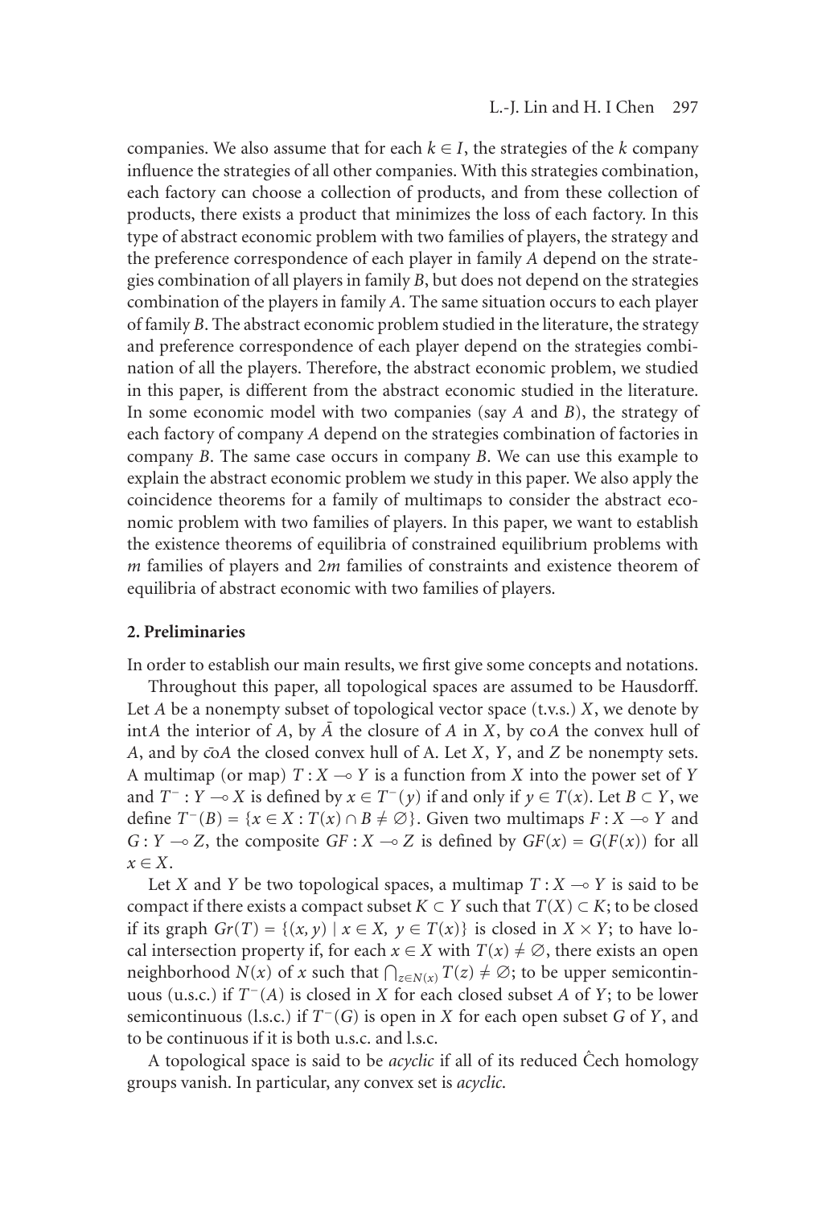companies. We also assume that for each $k \in I$, the strategies of the $k$ company influence the strategies of all other companies. With this strategies combination, each factory can choose a collection of products, and from these collection of products, there exists a product that minimizes the loss of each factory. In this type of abstract economic problem with two families of players, the strategy and the preference correspondence of each player in family $A$ depend on the strategies combination of all players in family $B$, but does not depend on the strategies combination of the players in family $A$. The same situation occurs to each player of family $B$. The abstract economic problem studied in the literature, the strategy and preference correspondence of each player depend on the strategies combination of all the players. Therefore, the abstract economic problem, we studied in this paper, is different from the abstract economic studied in the literature. In some economic model with two companies (say $A$ and $B$), the strategy of each factory of company $A$ depend on the strategies combination of factories in company $B$. The same case occurs in company $B$. We can use this example to explain the abstract economic problem we study in this paper. We also apply the coincidence theorems for a family of multimaps to consider the abstract economic problem with two families of players. In this paper, we want to establish the existence theorems of equilibria of constrained equilibrium problems with $m$ families of players and $2m$ families of constraints and existence theorem of equilibria of abstract economic with two families of players.

## 2. Preliminaries

In order to establish our main results, we first give some concepts and notations.

Throughout this paper, all topological spaces are assumed to be Hausdorff. Let $A$ be a nonempty subset of topological vector space (t.v.s.) $X$, we denote by int$A$ the interior of $A$, by $\bar{A}$ the closure of $A$ in $X$, by co$A$ the convex hull of $A$, and by $\overline{\text{co}}A$ the closed convex hull of A. Let $X$, $Y$, and $Z$ be nonempty sets. A multimap (or map) $T : X \multimap Y$ is a function from $X$ into the power set of $Y$ and $T^{-} : Y \multimap X$ is defined by $x \in T^{-}(y)$ if and only if $y \in T(x)$. Let $B \subset Y$, we define $T^{-}(B) = \{x \in X : T(x) \cap B \neq \emptyset\}$. Given two multimaps $F : X \multimap Y$ and $G : Y \multimap Z$, the composite $GF : X \multimap Z$ is defined by $GF(x) = G(F(x))$ for all $x \in X$.

Let $X$ and $Y$ be two topological spaces, a multimap $T : X \multimap Y$ is said to be compact if there exists a compact subset $K \subset Y$ such that $T(X) \subset K$; to be closed if its graph $Gr(T) = \{(x, y) \mid x \in X,\ y \in T(x)\}$ is closed in $X \times Y$; to have local intersection property if, for each $x \in X$ with $T(x) \neq \emptyset$, there exists an open neighborhood $N(x)$ of $x$ such that $\bigcap_{z \in N(x)} T(z) \neq \emptyset$; to be upper semicontinuous (u.s.c.) if $T^{-}(A)$ is closed in $X$ for each closed subset $A$ of $Y$; to be lower semicontinuous (l.s.c.) if $T^{-}(G)$ is open in $X$ for each open subset $G$ of $Y$, and to be continuous if it is both u.s.c. and l.s.c.

A topological space is said to be *acyclic* if all of its reduced Ĉech homology groups vanish. In particular, any convex set is *acyclic*.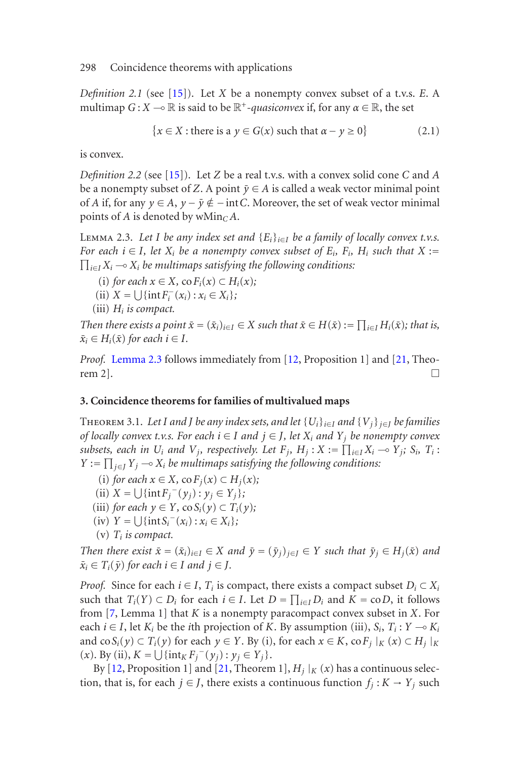*Definition 2.1* (see [15]). Let $X$ be a nonempty convex subset of a t.v.s. $E$. A multimap $G : X \multimap \mathbb{R}$ is said to be $\mathbb{R}^+$-*quasiconvex* if, for any $\alpha \in \mathbb{R}$, the set

$$\{x \in X : \text{there is a } y \in G(x) \text{ such that } \alpha - y \geq 0\} \tag{2.1}$$

is convex.

*Definition 2.2* (see [15]). Let $Z$ be a real t.v.s. with a convex solid cone $C$ and $A$ be a nonempty subset of $Z$. A point $\bar{y} \in A$ is called a weak vector minimal point of $A$ if, for any $y \in A$, $y - \bar{y} \notin -\operatorname{int} C$. Moreover, the set of weak vector minimal points of $A$ is denoted by $\operatorname{wMin}_C A$.

Lemma 2.3. *Let $I$ be any index set and $\{E_i\}_{i \in I}$ be a family of locally convex t.v.s. For each $i \in I$, let $X_i$ be a nonempty convex subset of $E_i$, $F_i$, $H_i$ such that $X := \prod_{i \in I} X_i \multimap X_i$ be multimaps satisfying the following conditions:*

(i) *for each $x \in X$, $\operatorname{co} F_i(x) \subset H_i(x)$;*
(ii) *$X = \bigcup \{\operatorname{int} F_i^-(x_i) : x_i \in X_i\}$;*
(iii) *$H_i$ is compact.*

*Then there exists a point $\bar{x} = (\bar{x}_i)_{i \in I} \in X$ such that $\bar{x} \in H(\bar{x}) := \prod_{i \in I} H_i(\bar{x})$; that is, $\bar{x}_i \in H_i(\bar{x})$ for each $i \in I$.*

*Proof.* Lemma 2.3 follows immediately from [12, Proposition 1] and [21, Theorem 2]. □

## 3. Coincidence theorems for families of multivalued maps

Theorem 3.1. *Let $I$ and $J$ be any index sets, and let $\{U_i\}_{i \in I}$ and $\{V_j\}_{j \in J}$ be families of locally convex t.v.s. For each $i \in I$ and $j \in J$, let $X_i$ and $Y_j$ be nonempty convex subsets, each in $U_i$ and $V_j$, respectively. Let $F_j$, $H_j : X := \prod_{i \in I} X_i \multimap Y_j$; $S_i$, $T_i : Y := \prod_{j \in J} Y_j \multimap X_i$ be multimaps satisfying the following conditions:*

(i) *for each $x \in X$, $\operatorname{co} F_j(x) \subset H_j(x)$;*
(ii) *$X = \bigcup \{\operatorname{int} F_j{}^-(y_j) : y_j \in Y_j\}$;*
(iii) *for each $y \in Y$, $\operatorname{co} S_i(y) \subset T_i(y)$;*
(iv) *$Y = \bigcup \{\operatorname{int} S_i{}^-(x_i) : x_i \in X_i\}$;*
(v) *$T_i$ is compact.*

*Then there exist $\bar{x} = (\bar{x}_i)_{i \in I} \in X$ and $\bar{y} = (\bar{y}_j)_{j \in J} \in Y$ such that $\bar{y}_j \in H_j(\bar{x})$ and $\bar{x}_i \in T_i(\bar{y})$ for each $i \in I$ and $j \in J$.*

*Proof.* Since for each $i \in I$, $T_i$ is compact, there exists a compact subset $D_i \subset X_i$ such that $T_i(Y) \subset D_i$ for each $i \in I$. Let $D = \prod_{i \in I} D_i$ and $K = \operatorname{co} D$, it follows from [7, Lemma 1] that $K$ is a nonempty paracompact convex subset in $X$. For each $i \in I$, let $K_i$ be the $i$th projection of $K$. By assumption (iii), $S_i$, $T_i : Y \multimap K_i$ and $\operatorname{co} S_i(y) \subset T_i(y)$ for each $y \in Y$. By (i), for each $x \in K$, $\operatorname{co} F_j|_K(x) \subset H_j|_K(x)$. By (ii), $K = \bigcup \{\operatorname{int}_K F_j{}^-(y_j) : y_j \in Y_j\}$.

By [12, Proposition 1] and [21, Theorem 1], $H_j|_K(x)$ has a continuous selection, that is, for each $j \in J$, there exists a continuous function $f_j : K \to Y_j$ such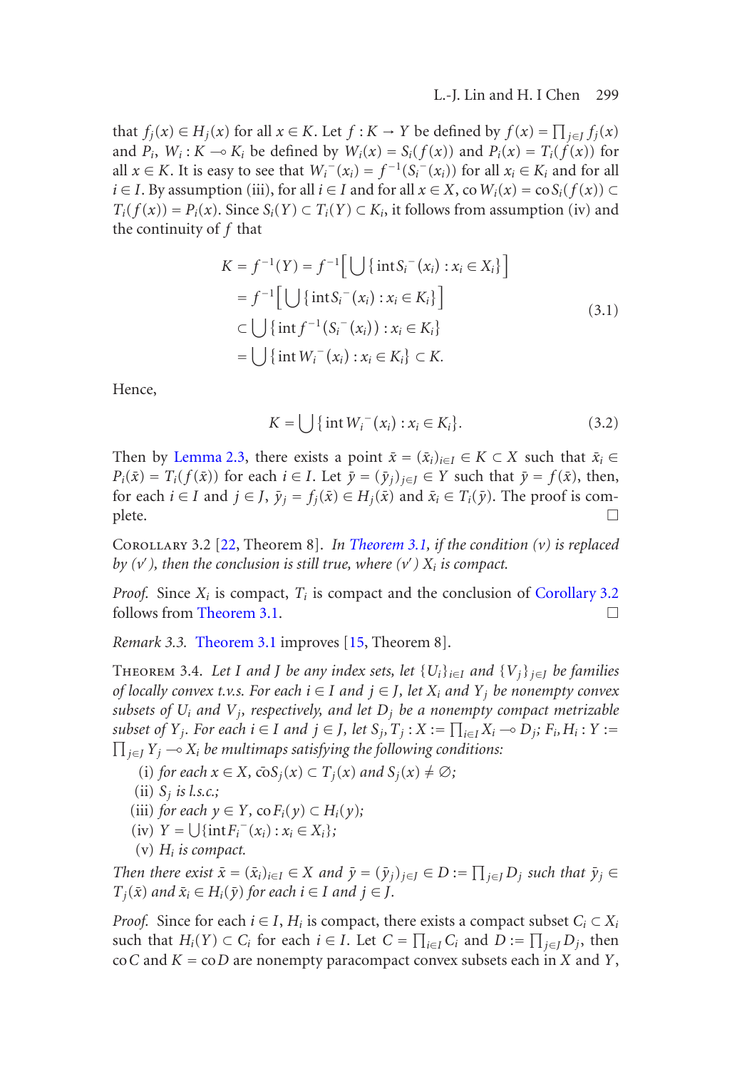that $f_j(x) \in H_j(x)$ for all $x \in K$. Let $f : K \to Y$ be defined by $f(x) = \prod_{j\in J} f_j(x)$ and $P_i$, $W_i : K \multimap K_i$ be defined by $W_i(x) = S_i(f(x))$ and $P_i(x) = T_i(f(x))$ for all $x \in K$. It is easy to see that $W_i^-(x_i) = f^{-1}(S_i^-(x_i))$ for all $x_i \in K_i$ and for all $i \in I$. By assumption (iii), for all $i \in I$ and for all $x \in X$, $\operatorname{co} W_i(x) = \operatorname{co} S_i(f(x)) \subset T_i(f(x)) = P_i(x)$. Since $S_i(Y) \subset T_i(Y) \subset K_i$, it follows from assumption (iv) and the continuity of $f$ that

$$
\begin{aligned}
K = f^{-1}(Y) &= f^{-1}\Big[\bigcup\{\operatorname{int} S_i^-(x_i) : x_i \in X_i\}\Big] \\
&= f^{-1}\Big[\bigcup\{\operatorname{int} S_i^-(x_i) : x_i \in K_i\}\Big] \\
&\subset \bigcup\{\operatorname{int} f^{-1}(S_i^-(x_i)) : x_i \in K_i\} \\
&= \bigcup\{\operatorname{int} W_i^-(x_i) : x_i \in K_i\} \subset K.
\end{aligned}
\tag{3.1}
$$

Hence,

$$
K = \bigcup\{\operatorname{int} W_i^-(x_i) : x_i \in K_i\}. \tag{3.2}
$$

Then by Lemma 2.3, there exists a point $\bar{x} = (\bar{x}_i)_{i\in I} \in K \subset X$ such that $\bar{x}_i \in P_i(\bar{x}) = T_i(f(\bar{x}))$ for each $i \in I$. Let $\bar{y} = (\bar{y}_j)_{j\in J} \in Y$ such that $\bar{y} = f(\bar{x})$, then, for each $i \in I$ and $j \in J$, $\bar{y}_j = f_j(\bar{x}) \in H_j(\bar{x})$ and $\bar{x}_i \in T_i(\bar{y})$. The proof is complete. □

Corollary 3.2 [22, Theorem 8]. *In Theorem 3.1, if the condition (v) is replaced by (v′), then the conclusion is still true, where (v′) $X_i$ is compact.*

*Proof.* Since $X_i$ is compact, $T_i$ is compact and the conclusion of Corollary 3.2 follows from Theorem 3.1. □

*Remark 3.3.* Theorem 3.1 improves [15, Theorem 8].

Theorem 3.4. *Let $I$ and $J$ be any index sets, let $\{U_i\}_{i\in I}$ and $\{V_j\}_{j\in J}$ be families of locally convex t.v.s. For each $i \in I$ and $j \in J$, let $X_i$ and $Y_j$ be nonempty convex subsets of $U_i$ and $V_j$, respectively, and let $D_j$ be a nonempty compact metrizable subset of $Y_j$. For each $i \in I$ and $j \in J$, let $S_j, T_j : X := \prod_{i\in I} X_i \multimap D_j$; $F_i, H_i : Y := \prod_{j\in J} Y_j \multimap X_i$ be multimaps satisfying the following conditions:*

(i) *for each $x \in X$, $\overline{\operatorname{co}} S_j(x) \subset T_j(x)$ and $S_j(x) \neq \emptyset$;*
(ii) *$S_j$ is l.s.c.;*
(iii) *for each $y \in Y$, $\operatorname{co} F_i(y) \subset H_i(y)$;*
(iv) *$Y = \bigcup\{\operatorname{int} F_i^-(x_i) : x_i \in X_i\}$;*
(v) *$H_i$ is compact.*

*Then there exist $\bar{x} = (\bar{x}_i)_{i\in I} \in X$ and $\bar{y} = (\bar{y}_j)_{j\in J} \in D := \prod_{j\in J} D_j$ such that $\bar{y}_j \in T_j(\bar{x})$ and $\bar{x}_i \in H_i(\bar{y})$ for each $i \in I$ and $j \in J$.*

*Proof.* Since for each $i \in I$, $H_i$ is compact, there exists a compact subset $C_i \subset X_i$ such that $H_i(Y) \subset C_i$ for each $i \in I$. Let $C = \prod_{i\in I} C_i$ and $D := \prod_{j\in J} D_j$, then $\operatorname{co} C$ and $K = \operatorname{co} D$ are nonempty paracompact convex subsets each in $X$ and $Y$,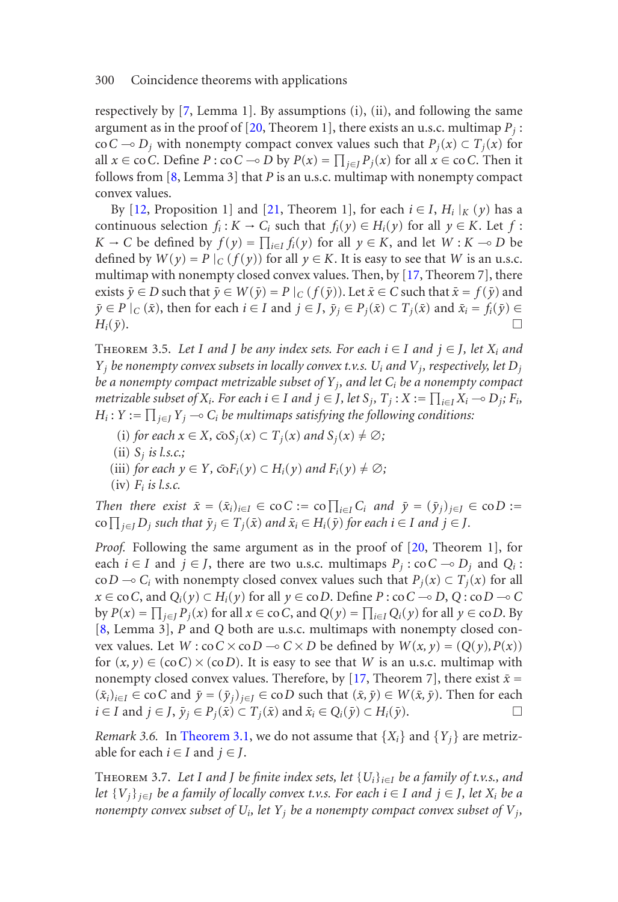respectively by [7, Lemma 1]. By assumptions (i), (ii), and following the same argument as in the proof of [20, Theorem 1], there exists an u.s.c. multimap $P_j : \operatorname{co} C \multimap D_j$ with nonempty compact convex values such that $P_j(x) \subset T_j(x)$ for all $x \in \operatorname{co} C$. Define $P : \operatorname{co} C \multimap D$ by $P(x) = \prod_{j\in J} P_j(x)$ for all $x \in \operatorname{co} C$. Then it follows from [8, Lemma 3] that $P$ is an u.s.c. multimap with nonempty compact convex values.

By [12, Proposition 1] and [21, Theorem 1], for each $i \in I$, $H_i|_K(y)$ has a continuous selection $f_i : K \to C_i$ such that $f_i(y) \in H_i(y)$ for all $y \in K$. Let $f : K \to C$ be defined by $f(y) = \prod_{i\in I} f_i(y)$ for all $y \in K$, and let $W : K \multimap D$ be defined by $W(y) = P|_C(f(y))$ for all $y \in K$. It is easy to see that $W$ is an u.s.c. multimap with nonempty closed convex values. Then, by [17, Theorem 7], there exists $\bar{y} \in D$ such that $\bar{y} \in W(\bar{y}) = P|_C(f(\bar{y}))$. Let $\bar{x} \in C$ such that $\bar{x} = f(\bar{y})$ and $\bar{y} \in P|_C(\bar{x})$, then for each $i \in I$ and $j \in J$, $\bar{y}_j \in P_j(\bar{x}) \subset T_j(\bar{x})$ and $\bar{x}_i = f_i(\bar{y}) \in H_i(\bar{y})$. □

Theorem 3.5. *Let $I$ and $J$ be any index sets. For each $i \in I$ and $j \in J$, let $X_i$ and $Y_j$ be nonempty convex subsets in locally convex t.v.s. $U_i$ and $V_j$, respectively, let $D_j$ be a nonempty compact metrizable subset of $Y_j$, and let $C_i$ be a nonempty compact metrizable subset of $X_i$. For each $i \in I$ and $j \in J$, let $S_j, T_j : X := \prod_{i\in I} X_i \multimap D_j$; $F_i$, $H_i : Y := \prod_{j\in J} Y_j \multimap C_i$ be multimaps satisfying the following conditions:*

(i) *for each $x \in X$, $\overline{\operatorname{co}} S_j(x) \subset T_j(x)$ and $S_j(x) \neq \emptyset$;*
(ii) *$S_j$ is l.s.c.;*
(iii) *for each $y \in Y$, $\overline{\operatorname{co}} F_i(y) \subset H_i(y)$ and $F_i(y) \neq \emptyset$;*
(iv) *$F_i$ is l.s.c.*

*Then there exist $\bar{x} = (\bar{x}_i)_{i\in I} \in \operatorname{co} C := \operatorname{co} \prod_{i\in I} C_i$ and $\bar{y} = (\bar{y}_j)_{j\in J} \in \operatorname{co} D := \operatorname{co} \prod_{j\in J} D_j$ such that $\bar{y}_j \in T_j(\bar{x})$ and $\bar{x}_i \in H_i(\bar{y})$ for each $i \in I$ and $j \in J$.*

*Proof.* Following the same argument as in the proof of [20, Theorem 1], for each $i \in I$ and $j \in J$, there are two u.s.c. multimaps $P_j : \operatorname{co} C \multimap D_j$ and $Q_i : \operatorname{co} D \multimap C_i$ with nonempty closed convex values such that $P_j(x) \subset T_j(x)$ for all $x \in \operatorname{co} C$, and $Q_i(y) \subset H_i(y)$ for all $y \in \operatorname{co} D$. Define $P : \operatorname{co} C \multimap D$, $Q : \operatorname{co} D \multimap C$ by $P(x) = \prod_{j\in J} P_j(x)$ for all $x \in \operatorname{co} C$, and $Q(y) = \prod_{i\in I} Q_i(y)$ for all $y \in \operatorname{co} D$. By [8, Lemma 3], $P$ and $Q$ both are u.s.c. multimaps with nonempty closed convex values. Let $W : \operatorname{co} C \times \operatorname{co} D \multimap C \times D$ be defined by $W(x, y) = (Q(y), P(x))$ for $(x, y) \in (\operatorname{co} C) \times (\operatorname{co} D)$. It is easy to see that $W$ is an u.s.c. multimap with nonempty closed convex values. Therefore, by [17, Theorem 7], there exist $\bar{x} = (\bar{x}_i)_{i\in I} \in \operatorname{co} C$ and $\bar{y} = (\bar{y}_j)_{j\in J} \in \operatorname{co} D$ such that $(\bar{x}, \bar{y}) \in W(\bar{x}, \bar{y})$. Then for each $i \in I$ and $j \in J$, $\bar{y}_j \in P_j(\bar{x}) \subset T_j(\bar{x})$ and $\bar{x}_i \in Q_i(\bar{y}) \subset H_i(\bar{y})$. □

*Remark 3.6.* In Theorem 3.1, we do not assume that $\{X_i\}$ and $\{Y_j\}$ are metrizable for each $i \in I$ and $j \in J$.

Theorem 3.7. *Let $I$ and $J$ be finite index sets, let $\{U_i\}_{i\in I}$ be a family of t.v.s., and let $\{V_j\}_{j\in J}$ be a family of locally convex t.v.s. For each $i \in I$ and $j \in J$, let $X_i$ be a nonempty convex subset of $U_i$, let $Y_j$ be a nonempty compact convex subset of $V_j$,*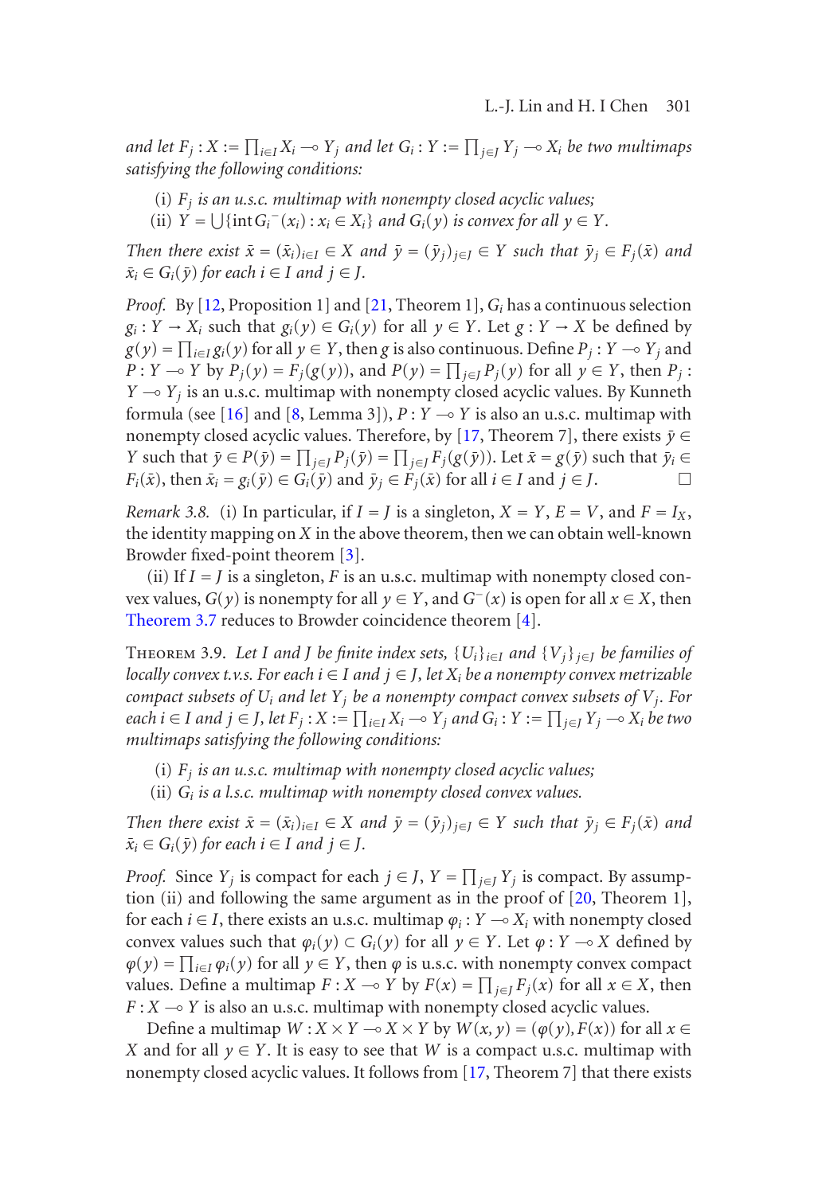*and let* $F_j : X := \prod_{i\in I} X_i \multimap Y_j$ *and let* $G_i : Y := \prod_{j\in J} Y_j \multimap X_i$ *be two multimaps satisfying the following conditions:*

(i) $F_j$ *is an u.s.c. multimap with nonempty closed acyclic values;*

(ii) $Y = \bigcup\{\operatorname{int} G_i^{-}(x_i) : x_i \in X_i\}$ *and* $G_i(y)$ *is convex for all* $y \in Y$.

*Then there exist* $\bar{x} = (\bar{x}_i)_{i\in I} \in X$ *and* $\bar{y} = (\bar{y}_j)_{j\in J} \in Y$ *such that* $\bar{y}_j \in F_j(\bar{x})$ *and* $\bar{x}_i \in G_i(\bar{y})$ *for each* $i \in I$ *and* $j \in J$.

*Proof.* By [12, Proposition 1] and [21, Theorem 1], $G_i$ has a continuous selection $g_i : Y \to X_i$ such that $g_i(y) \in G_i(y)$ for all $y \in Y$. Let $g : Y \to X$ be defined by $g(y) = \prod_{i\in I} g_i(y)$ for all $y \in Y$, then $g$ is also continuous. Define $P_j : Y \multimap Y_j$ and $P : Y \multimap Y$ by $P_j(y) = F_j(g(y))$, and $P(y) = \prod_{j\in J} P_j(y)$ for all $y \in Y$, then $P_j : Y \multimap Y_j$ is an u.s.c. multimap with nonempty closed acyclic values. By Kunneth formula (see [16] and [8, Lemma 3]), $P : Y \multimap Y$ is also an u.s.c. multimap with nonempty closed acyclic values. Therefore, by [17, Theorem 7], there exists $\bar{y} \in Y$ such that $\bar{y} \in P(\bar{y}) = \prod_{j\in J} P_j(\bar{y}) = \prod_{j\in J} F_j(g(\bar{y}))$. Let $\bar{x} = g(\bar{y})$ such that $\bar{y}_i \in F_i(\bar{x})$, then $\bar{x}_i = g_i(\bar{y}) \in G_i(\bar{y})$ and $\bar{y}_j \in F_j(\bar{x})$ for all $i \in I$ and $j \in J$. $\square$

*Remark 3.8.* (i) In particular, if $I = J$ is a singleton, $X = Y$, $E = V$, and $F = I_X$, the identity mapping on $X$ in the above theorem, then we can obtain well-known Browder fixed-point theorem [3].

(ii) If $I = J$ is a singleton, $F$ is an u.s.c. multimap with nonempty closed convex values, $G(y)$ is nonempty for all $y \in Y$, and $G^{-}(x)$ is open for all $x \in X$, then Theorem 3.7 reduces to Browder coincidence theorem [4].

THEOREM 3.9. *Let* $I$ *and* $J$ *be finite index sets,* $\{U_i\}_{i\in I}$ *and* $\{V_j\}_{j\in J}$ *be families of locally convex t.v.s. For each* $i \in I$ *and* $j \in J$, *let* $X_i$ *be a nonempty convex metrizable compact subsets of* $U_i$ *and let* $Y_j$ *be a nonempty compact convex subsets of* $V_j$. *For each* $i \in I$ *and* $j \in J$, *let* $F_j : X := \prod_{i\in I} X_i \multimap Y_j$ *and* $G_i : Y := \prod_{j\in J} Y_j \multimap X_i$ *be two multimaps satisfying the following conditions:*

(i) $F_j$ *is an u.s.c. multimap with nonempty closed acyclic values;*

(ii) $G_i$ *is a l.s.c. multimap with nonempty closed convex values.*

*Then there exist* $\bar{x} = (\bar{x}_i)_{i\in I} \in X$ *and* $\bar{y} = (\bar{y}_j)_{j\in J} \in Y$ *such that* $\bar{y}_j \in F_j(\bar{x})$ *and* $\bar{x}_i \in G_i(\bar{y})$ *for each* $i \in I$ *and* $j \in J$.

*Proof.* Since $Y_j$ is compact for each $j \in J$, $Y = \prod_{j\in J} Y_j$ is compact. By assumption (ii) and following the same argument as in the proof of [20, Theorem 1], for each $i \in I$, there exists an u.s.c. multimap $\varphi_i : Y \multimap X_i$ with nonempty closed convex values such that $\varphi_i(y) \subset G_i(y)$ for all $y \in Y$. Let $\varphi : Y \multimap X$ defined by $\varphi(y) = \prod_{i\in I} \varphi_i(y)$ for all $y \in Y$, then $\varphi$ is u.s.c. with nonempty convex compact values. Define a multimap $F : X \multimap Y$ by $F(x) = \prod_{j\in J} F_j(x)$ for all $x \in X$, then $F : X \multimap Y$ is also an u.s.c. multimap with nonempty closed acyclic values.

Define a multimap $W : X \times Y \multimap X \times Y$ by $W(x, y) = (\varphi(y), F(x))$ for all $x \in X$ and for all $y \in Y$. It is easy to see that $W$ is a compact u.s.c. multimap with nonempty closed acyclic values. It follows from [17, Theorem 7] that there exists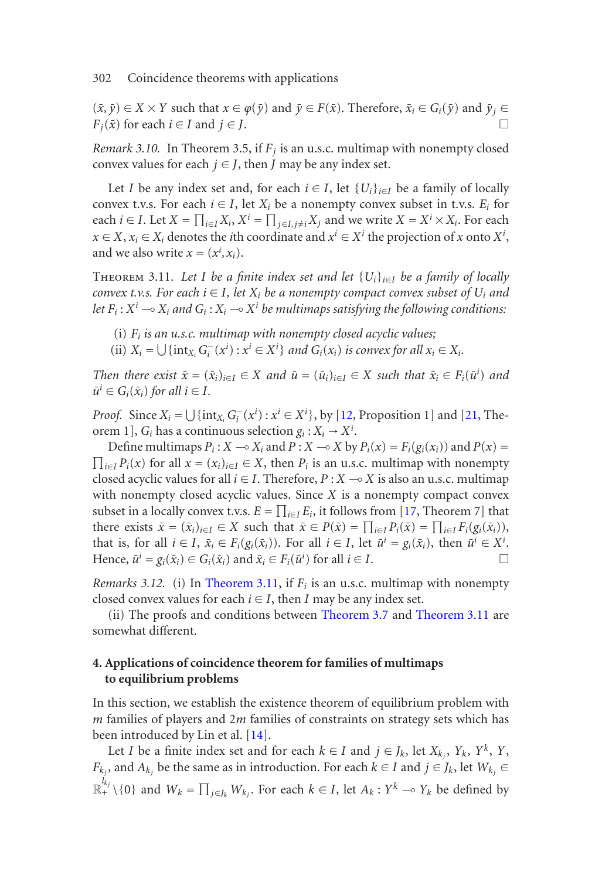$(\bar{x}, \bar{y}) \in X \times Y$ such that $x \in \varphi(\bar{y})$ and $\bar{y} \in F(\bar{x})$. Therefore, $\bar{x}_i \in G_i(\bar{y})$ and $\bar{y}_j \in F_j(\bar{x})$ for each $i \in I$ and $j \in J$. □

*Remark 3.10.* In Theorem 3.5, if $F_j$ is an u.s.c. multimap with nonempty closed convex values for each $j \in J$, then $J$ may be any index set.

Let $I$ be any index set and, for each $i \in I$, let $\{U_i\}_{i\in I}$ be a family of locally convex t.v.s. For each $i \in I$, let $X_i$ be a nonempty convex subset in t.v.s. $E_i$ for each $i \in I$. Let $X = \prod_{i\in I} X_i$, $X^i = \prod_{j\in I, j\neq i} X_j$ and we write $X = X^i \times X_i$. For each $x \in X$, $x_i \in X_i$ denotes the $i$th coordinate and $x^i \in X^i$ the projection of $x$ onto $X^i$, and we also write $x = (x^i, x_i)$.

Theorem 3.11. *Let $I$ be a finite index set and let $\{U_i\}_{i\in I}$ be a family of locally convex t.v.s. For each $i \in I$, let $X_i$ be a nonempty compact convex subset of $U_i$ and let $F_i : X^i \multimap X_i$ and $G_i : X_i \multimap X^i$ be multimaps satisfying the following conditions:*

(i) *$F_i$ is an u.s.c. multimap with nonempty closed acyclic values;*
(ii) *$X_i = \bigcup\{\operatorname{int} G_i^-(x^i) : x^i \in X^i\}$ and $G_i(x_i)$ is convex for all $x_i \in X_i$.*

*Then there exist $\bar{x} = (\bar{x}_i)_{i\in I} \in X$ and $\bar{u} = (\bar{u}_i)_{i\in I} \in X$ such that $\bar{x}_i \in F_i(\bar{u}^i)$ and $\bar{u}^i \in G_i(\bar{x}_i)$ for all $i \in I$.*

*Proof.* Since $X_i = \bigcup\{\operatorname{int}_{X_i} G_i^-(x^i) : x^i \in X^i\}$, by [12, Proposition 1] and [21, Theorem 1], $G_i$ has a continuous selection $g_i : X_i \to X^i$.

Define multimaps $P_i : X \multimap X_i$ and $P : X \multimap X$ by $P_i(x) = F_i(g_i(x_i))$ and $P(x) = \prod_{i\in I} P_i(x)$ for all $x = (x_i)_{i\in I} \in X$, then $P_i$ is an u.s.c. multimap with nonempty closed acyclic values for all $i \in I$. Therefore, $P : X \multimap X$ is also an u.s.c. multimap with nonempty closed acyclic values. Since $X$ is a nonempty compact convex subset in a locally convex t.v.s. $E = \prod_{i\in I} E_i$, it follows from [17, Theorem 7] that there exists $\bar{x} = (\bar{x}_i)_{i\in I} \in X$ such that $\bar{x} \in P(\bar{x}) = \prod_{i\in I} P_i(\bar{x}) = \prod_{i\in I} F_i(g_i(\bar{x}_i))$, that is, for all $i \in I$, $\bar{x}_i \in F_i(g_i(\bar{x}_i))$. For all $i \in I$, let $\bar{u}^i = g_i(\bar{x}_i)$, then $\bar{u}^i \in X^i$. Hence, $\bar{u}^i = g_i(\bar{x}_i) \in G_i(\bar{x}_i)$ and $\bar{x}_i \in F_i(\bar{u}^i)$ for all $i \in I$. □

*Remarks 3.12.* (i) In Theorem 3.11, if $F_i$ is an u.s.c. multimap with nonempty closed convex values for each $i \in I$, then $I$ may be any index set.

(ii) The proofs and conditions between Theorem 3.7 and Theorem 3.11 are somewhat different.

## 4. Applications of coincidence theorem for families of multimaps to equilibrium problems

In this section, we establish the existence theorem of equilibrium problem with $m$ families of players and $2m$ families of constraints on strategy sets which has been introduced by Lin et al. [14].

Let $I$ be a finite index set and for each $k \in I$ and $j \in J_k$, let $X_{k_j}$, $Y_k$, $Y^k$, $Y$, $F_{k_j}$, and $A_{k_j}$ be the same as in introduction. For each $k \in I$ and $j \in J_k$, let $W_{k_j} \in \mathbb{R}_+^{l_{k_j}} \setminus \{0\}$ and $W_k = \prod_{j\in J_k} W_{k_j}$. For each $k \in I$, let $A_k : Y^k \multimap Y_k$ be defined by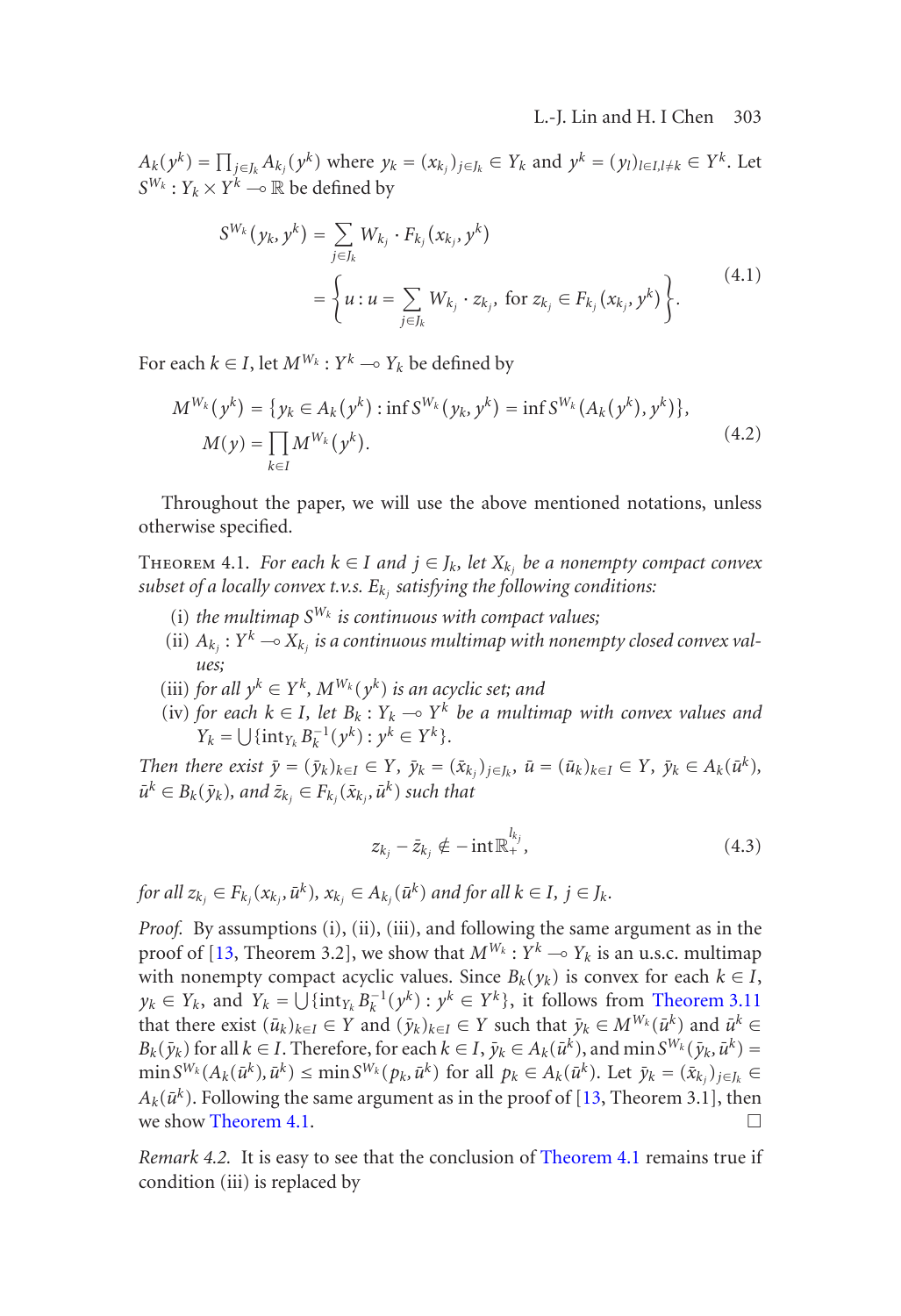$A_k(y^k) = \prod_{j \in J_k} A_{k_j}(y^k)$ where $y_k = (x_{k_j})_{j \in J_k} \in Y_k$ and $y^k = (y_l)_{l \in I, l \neq k} \in Y^k$. Let $S^{W_k} : Y_k \times Y^k \multimap \mathbb{R}$ be defined by

$$
\begin{aligned}
S^{W_k}(y_k, y^k) &= \sum_{j \in J_k} W_{k_j} \cdot F_{k_j}(x_{k_j}, y^k) \\
&= \left\{ u : u = \sum_{j \in J_k} W_{k_j} \cdot z_{k_j}, \text{ for } z_{k_j} \in F_{k_j}(x_{k_j}, y^k) \right\}.
\end{aligned}
\tag{4.1}
$$

For each $k \in I$, let $M^{W_k} : Y^k \multimap Y_k$ be defined by

$$
\begin{aligned}
M^{W_k}(y^k) &= \{ y_k \in A_k(y^k) : \inf S^{W_k}(y_k, y^k) = \inf S^{W_k}(A_k(y^k), y^k) \}, \\
M(y) &= \prod_{k \in I} M^{W_k}(y^k).
\end{aligned}
\tag{4.2}
$$

Throughout the paper, we will use the above mentioned notations, unless otherwise specified.

**Theorem 4.1.** *For each $k \in I$ and $j \in J_k$, let $X_{k_j}$ be a nonempty compact convex subset of a locally convex t.v.s. $E_{k_j}$ satisfying the following conditions:*

(i) *the multimap $S^{W_k}$ is continuous with compact values;*

(ii) *$A_{k_j} : Y^k \multimap X_{k_j}$ is a continuous multimap with nonempty closed convex values;*

(iii) *for all $y^k \in Y^k$, $M^{W_k}(y^k)$ is an acyclic set; and*

(iv) *for each $k \in I$, let $B_k : Y_k \multimap Y^k$ be a multimap with convex values and $Y_k = \bigcup \{ \text{int}_{Y_k} B_k^{-1}(y^k) : y^k \in Y^k \}$.*

*Then there exist $\bar{y} = (\bar{y}_k)_{k \in I} \in Y$, $\bar{y}_k = (\bar{x}_{k_j})_{j \in J_k}$, $\bar{u} = (\bar{u}_k)_{k \in I} \in Y$, $\bar{y}_k \in A_k(\bar{u}^k)$, $\bar{u}^k \in B_k(\bar{y}_k)$, and $\bar{z}_{k_j} \in F_{k_j}(\bar{x}_{k_j}, \bar{u}^k)$ such that*

$$
z_{k_j} - \bar{z}_{k_j} \notin -\text{int}\mathbb{R}_+^{l_{k_j}},
\tag{4.3}
$$

*for all $z_{k_j} \in F_{k_j}(x_{k_j}, \bar{u}^k)$, $x_{k_j} \in A_{k_j}(\bar{u}^k)$ and for all $k \in I$, $j \in J_k$.*

*Proof.* By assumptions (i), (ii), (iii), and following the same argument as in the proof of [13, Theorem 3.2], we show that $M^{W_k} : Y^k \multimap Y_k$ is an u.s.c. multimap with nonempty compact acyclic values. Since $B_k(y_k)$ is convex for each $k \in I$, $y_k \in Y_k$, and $Y_k = \bigcup \{ \text{int}_{Y_k} B_k^{-1}(y^k) : y^k \in Y^k \}$, it follows from Theorem 3.11 that there exist $(\bar{u}_k)_{k \in I} \in Y$ and $(\bar{y}_k)_{k \in I} \in Y$ such that $\bar{y}_k \in M^{W_k}(\bar{u}^k)$ and $\bar{u}^k \in B_k(\bar{y}_k)$ for all $k \in I$. Therefore, for each $k \in I$, $\bar{y}_k \in A_k(\bar{u}^k)$, and $\min S^{W_k}(\bar{y}_k, \bar{u}^k) = \min S^{W_k}(A_k(\bar{u}^k), \bar{u}^k) \leq \min S^{W_k}(p_k, \bar{u}^k)$ for all $p_k \in A_k(\bar{u}^k)$. Let $\bar{y}_k = (\bar{x}_{k_j})_{j \in J_k} \in A_k(\bar{u}^k)$. Following the same argument as in the proof of [13, Theorem 3.1], then we show Theorem 4.1. $\square$

*Remark 4.2.* It is easy to see that the conclusion of Theorem 4.1 remains true if condition (iii) is replaced by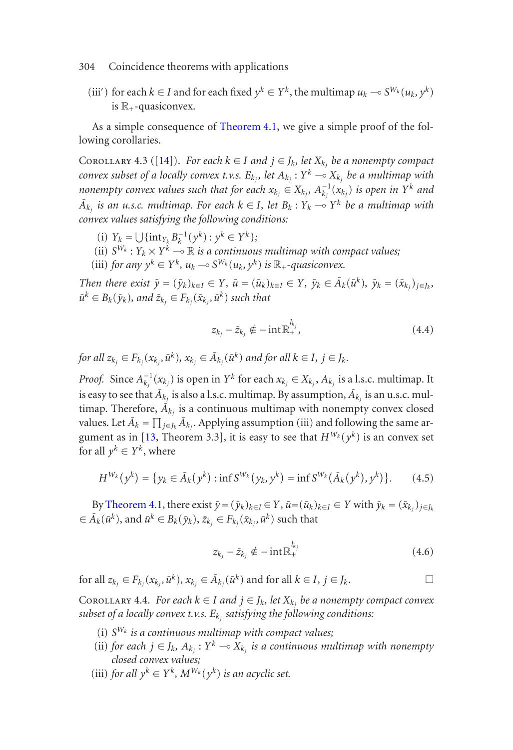(iii′) for each $k \in I$ and for each fixed $y^k \in Y^k$, the multimap $u_k \multimap S^{W_k}(u_k, y^k)$ is $\mathbb{R}_+$-quasiconvex.

As a simple consequence of Theorem 4.1, we give a simple proof of the following corollaries.

Corollary 4.3 ([14]). *For each $k \in I$ and $j \in J_k$, let $X_{k_j}$ be a nonempty compact convex subset of a locally convex t.v.s. $E_{k_j}$, let $A_{k_j} : Y^k \multimap X_{k_j}$ be a multimap with nonempty convex values such that for each $x_{k_j} \in X_{k_j}$, $A_{k_j}^{-1}(x_{k_j})$ is open in $Y^k$ and $\bar{A}_{k_j}$ is an u.s.c. multimap. For each $k \in I$, let $B_k : Y_k \multimap Y^k$ be a multimap with convex values satisfying the following conditions:*

(i) $Y_k = \bigcup\{\operatorname{int}_{Y_k} B_k^{-1}(y^k) : y^k \in Y^k\}$;

(ii) *$S^{W_k} : Y_k \times Y^k \multimap \mathbb{R}$ is a continuous multimap with compact values;*

(iii) *for any $y^k \in Y^k$, $u_k \multimap S^{W_k}(u_k, y^k)$ is $\mathbb{R}_+$-quasiconvex.*

*Then there exist $\bar{y} = (\bar{y}_k)_{k\in I} \in Y$, $\bar{u} = (\bar{u}_k)_{k\in I} \in Y$, $\bar{y}_k \in \bar{A}_k(\bar{u}^k)$, $\bar{y}_k = (\bar{x}_{k_j})_{j\in J_k}$, $\bar{u}^k \in B_k(\bar{y}_k)$, and $\bar{z}_{k_j} \in F_{k_j}(\bar{x}_{k_j}, \bar{u}^k)$ such that*

$$z_{k_j} - \bar{z}_{k_j} \notin -\operatorname{int}\mathbb{R}_+^{l_{k_j}}, \tag{4.4}$$

*for all $z_{k_j} \in F_{k_j}(x_{k_j}, \bar{u}^k)$, $x_{k_j} \in \bar{A}_{k_j}(\bar{u}^k)$ and for all $k \in I$, $j \in J_k$.*

*Proof.* Since $A_{k_j}^{-1}(x_{k_j})$ is open in $Y^k$ for each $x_{k_j} \in X_{k_j}$, $A_{k_j}$ is a l.s.c. multimap. It is easy to see that $\bar{A}_{k_j}$ is also a l.s.c. multimap. By assumption, $\bar{A}_{k_j}$ is an u.s.c. multimap. Therefore, $\bar{A}_{k_j}$ is a continuous multimap with nonempty convex closed values. Let $\bar{A}_k = \prod_{j\in J_k} \bar{A}_{k_j}$. Applying assumption (iii) and following the same argument as in [13, Theorem 3.3], it is easy to see that $H^{W_k}(y^k)$ is an convex set for all $y^k \in Y^k$, where

$$H^{W_k}(y^k) = \{y_k \in \bar{A}_k(y^k) : \inf S^{W_k}(y_k, y^k) = \inf S^{W_k}(\bar{A}_k(y^k), y^k)\}. \tag{4.5}$$

By Theorem 4.1, there exist $\bar{y} = (\bar{y}_k)_{k\in I} \in Y$, $\bar{u} = (\bar{u}_k)_{k\in I} \in Y$ with $\bar{y}_k = (\bar{x}_{k_j})_{j\in J_k} \in \bar{A}_k(\bar{u}^k)$, and $\bar{u}^k \in B_k(\bar{y}_k)$, $\bar{z}_{k_j} \in F_{k_j}(\bar{x}_{k_j}, \bar{u}^k)$ such that

$$z_{k_j} - \bar{z}_{k_j} \notin -\operatorname{int}\mathbb{R}_+^{l_{k_j}} \tag{4.6}$$

for all $z_{k_j} \in F_{k_j}(x_{k_j}, \bar{u}^k)$, $x_{k_j} \in \bar{A}_{k_j}(\bar{u}^k)$ and for all $k \in I$, $j \in J_k$. □

Corollary 4.4. *For each $k \in I$ and $j \in J_k$, let $X_{k_j}$ be a nonempty compact convex subset of a locally convex t.v.s. $E_{k_j}$ satisfying the following conditions:*

(i) *$S^{W_k}$ is a continuous multimap with compact values;*

(ii) *for each $j \in J_k$, $A_{k_j} : Y^k \multimap X_{k_j}$ is a continuous multimap with nonempty closed convex values;*

(iii) *for all $y^k \in Y^k$, $M^{W_k}(y^k)$ is an acyclic set.*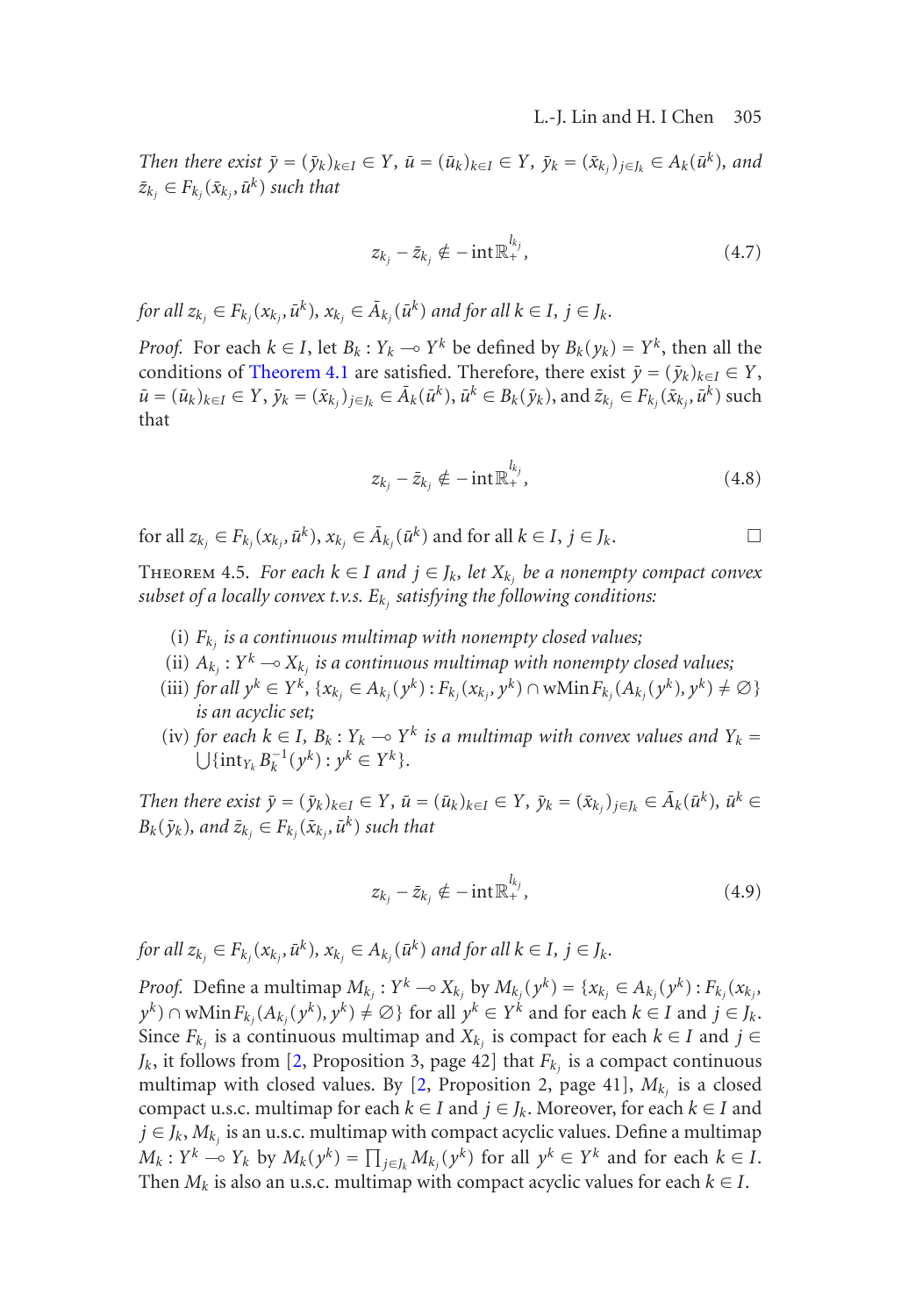*Then there exist* $\bar{y} = (\bar{y}_k)_{k\in I} \in Y$, $\bar{u} = (\bar{u}_k)_{k\in I} \in Y$, $\bar{y}_k = (\bar{x}_{k_j})_{j\in J_k} \in A_k(\bar{u}^k)$, *and* $\bar{z}_{k_j} \in F_{k_j}(\bar{x}_{k_j}, \bar{u}^k)$ *such that*

$$z_{k_j} - \bar{z}_{k_j} \notin -\operatorname{int}\mathbb{R}_+^{l_{k_j}}, \tag{4.7}$$

*for all* $z_{k_j} \in F_{k_j}(x_{k_j}, \bar{u}^k)$, $x_{k_j} \in \bar{A}_{k_j}(\bar{u}^k)$ *and for all* $k \in I$, $j \in J_k$.

*Proof.* For each $k \in I$, let $B_k : Y_k \multimap Y^k$ be defined by $B_k(y_k) = Y^k$, then all the conditions of Theorem 4.1 are satisfied. Therefore, there exist $\bar{y} = (\bar{y}_k)_{k\in I} \in Y$, $\bar{u} = (\bar{u}_k)_{k\in I} \in Y$, $\bar{y}_k = (\bar{x}_{k_j})_{j\in J_k} \in \bar{A}_k(\bar{u}^k)$, $\bar{u}^k \in B_k(\bar{y}_k)$, and $\bar{z}_{k_j} \in F_{k_j}(\bar{x}_{k_j}, \bar{u}^k)$ such that

$$z_{k_j} - \bar{z}_{k_j} \notin -\operatorname{int}\mathbb{R}_+^{l_{k_j}}, \tag{4.8}$$

for all $z_{k_j} \in F_{k_j}(x_{k_j}, \bar{u}^k)$, $x_{k_j} \in \bar{A}_{k_j}(\bar{u}^k)$ and for all $k \in I$, $j \in J_k$. □

Theorem 4.5. *For each* $k \in I$ *and* $j \in J_k$, *let* $X_{k_j}$ *be a nonempty compact convex subset of a locally convex t.v.s.* $E_{k_j}$ *satisfying the following conditions:*

- (i) $F_{k_j}$ *is a continuous multimap with nonempty closed values;*
- (ii) $A_{k_j} : Y^k \multimap X_{k_j}$ *is a continuous multimap with nonempty closed values;*
- (iii) *for all* $y^k \in Y^k$, $\{x_{k_j} \in A_{k_j}(y^k) : F_{k_j}(x_{k_j}, y^k) \cap \operatorname{wMin} F_{k_j}(A_{k_j}(y^k), y^k) \neq \emptyset\}$ *is an acyclic set;*
- (iv) *for each* $k \in I$, $B_k : Y_k \multimap Y^k$ *is a multimap with convex values and* $Y_k = \bigcup\{\operatorname{int}_{Y_k} B_k^{-1}(y^k) : y^k \in Y^k\}$.

*Then there exist* $\bar{y} = (\bar{y}_k)_{k\in I} \in Y$, $\bar{u} = (\bar{u}_k)_{k\in I} \in Y$, $\bar{y}_k = (\bar{x}_{k_j})_{j\in J_k} \in \bar{A}_k(\bar{u}^k)$, $\bar{u}^k \in B_k(\bar{y}_k)$, *and* $\bar{z}_{k_j} \in F_{k_j}(\bar{x}_{k_j}, \bar{u}^k)$ *such that*

$$z_{k_j} - \bar{z}_{k_j} \notin -\operatorname{int}\mathbb{R}_+^{l_{k_j}}, \tag{4.9}$$

*for all* $z_{k_j} \in F_{k_j}(x_{k_j}, \bar{u}^k)$, $x_{k_j} \in A_{k_j}(\bar{u}^k)$ *and for all* $k \in I$, $j \in J_k$.

*Proof.* Define a multimap $M_{k_j} : Y^k \multimap X_{k_j}$ by $M_{k_j}(y^k) = \{x_{k_j} \in A_{k_j}(y^k) : F_{k_j}(x_{k_j}, y^k) \cap \operatorname{wMin} F_{k_j}(A_{k_j}(y^k), y^k) \neq \emptyset\}$ for all $y^k \in Y^k$ and for each $k \in I$ and $j \in J_k$. Since $F_{k_j}$ is a continuous multimap and $X_{k_j}$ is compact for each $k \in I$ and $j \in J_k$, it follows from [2, Proposition 3, page 42] that $F_{k_j}$ is a compact continuous multimap with closed values. By [2, Proposition 2, page 41], $M_{k_j}$ is a closed compact u.s.c. multimap for each $k \in I$ and $j \in J_k$. Moreover, for each $k \in I$ and $j \in J_k$, $M_{k_j}$ is an u.s.c. multimap with compact acyclic values. Define a multimap $M_k : Y^k \multimap Y_k$ by $M_k(y^k) = \prod_{j\in J_k} M_{k_j}(y^k)$ for all $y^k \in Y^k$ and for each $k \in I$. Then $M_k$ is also an u.s.c. multimap with compact acyclic values for each $k \in I$.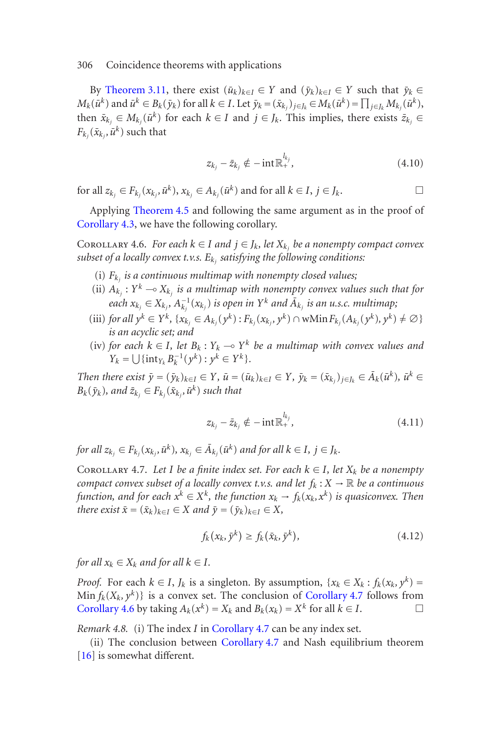By Theorem 3.11, there exist $(\bar{u}_k)_{k\in I} \in Y$ and $(\bar{y}_k)_{k\in I} \in Y$ such that $\bar{y}_k \in M_k(\bar{u}^k)$ and $\bar{u}^k \in B_k(\bar{y}_k)$ for all $k \in I$. Let $\bar{y}_k = (\bar{x}_{k_j})_{j\in J_k} \in M_k(\bar{u}^k) = \prod_{j\in J_k} M_{k_j}(\bar{u}^k)$, then $\bar{x}_{k_j} \in M_{k_j}(\bar{u}^k)$ for each $k \in I$ and $j \in J_k$. This implies, there exists $\bar{z}_{k_j} \in F_{k_j}(\bar{x}_{k_j}, \bar{u}^k)$ such that

$$z_{k_j} - \bar{z}_{k_j} \notin -\operatorname{int}\mathbb{R}_+^{l_{k_j}}, \tag{4.10}$$

for all $z_{k_j} \in F_{k_j}(x_{k_j}, \bar{u}^k)$, $x_{k_j} \in A_{k_j}(\bar{u}^k)$ and for all $k \in I$, $j \in J_k$. □

Applying Theorem 4.5 and following the same argument as in the proof of Corollary 4.3, we have the following corollary.

Corollary 4.6. *For each $k \in I$ and $j \in J_k$, let $X_{k_j}$ be a nonempty compact convex subset of a locally convex t.v.s. $E_{k_j}$ satisfying the following conditions:*

(i) *$F_{k_j}$ is a continuous multimap with nonempty closed values;*
(ii) *$A_{k_j} : Y^k \multimap X_{k_j}$ is a multimap with nonempty convex values such that for each $x_{k_j} \in X_{k_j}$, $A_{k_j}^{-1}(x_{k_j})$ is open in $Y^k$ and $\bar{A}_{k_j}$ is an u.s.c. multimap;*
(iii) *for all $y^k \in Y^k$, $\{x_{k_j} \in A_{k_j}(y^k) : F_{k_j}(x_{k_j}, y^k) \cap \operatorname{wMin} F_{k_j}(A_{k_j}(y^k), y^k) \neq \emptyset\}$ is an acyclic set; and*
(iv) *for each $k \in I$, let $B_k : Y_k \multimap Y^k$ be a multimap with convex values and $Y_k = \bigcup\{\operatorname{int}_{Y_k} B_k^{-1}(y^k) : y^k \in Y^k\}$.*

*Then there exist $\bar{y} = (\bar{y}_k)_{k\in I} \in Y$, $\bar{u} = (\bar{u}_k)_{k\in I} \in Y$, $\bar{y}_k = (\bar{x}_{k_j})_{j\in J_k} \in \bar{A}_k(\bar{u}^k)$, $\bar{u}^k \in B_k(\bar{y}_k)$, and $\bar{z}_{k_j} \in F_{k_j}(\bar{x}_{k_j}, \bar{u}^k)$ such that*

$$z_{k_j} - \bar{z}_{k_j} \notin -\operatorname{int}\mathbb{R}_+^{l_{k_j}}, \tag{4.11}$$

*for all $z_{k_j} \in F_{k_j}(x_{k_j}, \bar{u}^k)$, $x_{k_j} \in \bar{A}_{k_j}(\bar{u}^k)$ and for all $k \in I$, $j \in J_k$.*

Corollary 4.7. *Let $I$ be a finite index set. For each $k \in I$, let $X_k$ be a nonempty compact convex subset of a locally convex t.v.s. and let $f_k : X \to \mathbb{R}$ be a continuous function, and for each $x^k \in X^k$, the function $x_k \to f_k(x_k, x^k)$ is quasiconvex. Then there exist $\bar{x} = (\bar{x}_k)_{k\in I} \in X$ and $\bar{y} = (\bar{y}_k)_{k\in I} \in X$,*

$$f_k(x_k, \bar{y}^k) \geq f_k(\bar{x}_k, \bar{y}^k), \tag{4.12}$$

*for all $x_k \in X_k$ and for all $k \in I$.*

*Proof.* For each $k \in I$, $J_k$ is a singleton. By assumption, $\{x_k \in X_k : f_k(x_k, y^k) = \operatorname{Min} f_k(X_k, y^k)\}$ is a convex set. The conclusion of Corollary 4.7 follows from Corollary 4.6 by taking $A_k(x^k) = X_k$ and $B_k(x_k) = X^k$ for all $k \in I$. □

*Remark 4.8.* (i) The index $I$ in Corollary 4.7 can be any index set.

(ii) The conclusion between Corollary 4.7 and Nash equilibrium theorem [16] is somewhat different.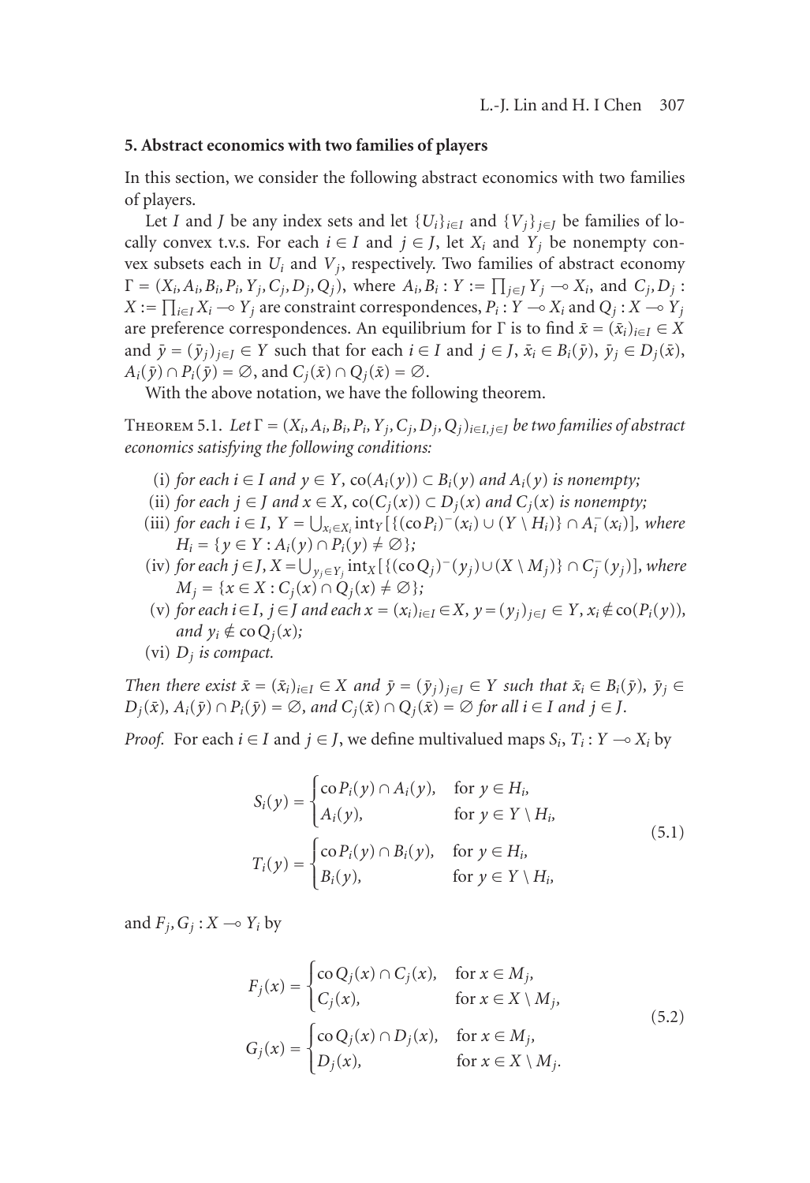## 5. Abstract economics with two families of players

In this section, we consider the following abstract economics with two families of players.

Let $I$ and $J$ be any index sets and let $\{U_i\}_{i\in I}$ and $\{V_j\}_{j\in J}$ be families of locally convex t.v.s. For each $i \in I$ and $j \in J$, let $X_i$ and $Y_j$ be nonempty convex subsets each in $U_i$ and $V_j$, respectively. Two families of abstract economy $\Gamma = (X_i, A_i, B_i, P_i, Y_j, C_j, D_j, Q_j)$, where $A_i, B_i : Y := \prod_{j\in J} Y_j \multimap X_i$, and $C_j, D_j : X := \prod_{i\in I} X_i \multimap Y_j$ are constraint correspondences, $P_i : Y \multimap X_i$ and $Q_j : X \multimap Y_j$ are preference correspondences. An equilibrium for $\Gamma$ is to find $\bar{x} = (\bar{x}_i)_{i\in I} \in X$ and $\bar{y} = (\bar{y}_j)_{j\in J} \in Y$ such that for each $i \in I$ and $j \in J$, $\bar{x}_i \in B_i(\bar{y})$, $\bar{y}_j \in D_j(\bar{x})$, $A_i(\bar{y}) \cap P_i(\bar{y}) = \varnothing$, and $C_j(\bar{x}) \cap Q_j(\bar{x}) = \varnothing$.

With the above notation, we have the following theorem.

Theorem 5.1. *Let $\Gamma = (X_i, A_i, B_i, P_i, Y_j, C_j, D_j, Q_j)_{i\in I, j\in J}$ be two families of abstract economics satisfying the following conditions:*

(i) *for each $i \in I$ and $y \in Y$, $\operatorname{co}(A_i(y)) \subset B_i(y)$ and $A_i(y)$ is nonempty;*

(ii) *for each $j \in J$ and $x \in X$, $\operatorname{co}(C_j(x)) \subset D_j(x)$ and $C_j(x)$ is nonempty;*

(iii) *for each $i \in I$, $Y = \bigcup_{x_i\in X_i} \operatorname{int}_Y[\{(\operatorname{co}P_i)^-(x_i) \cup (Y \setminus H_i)\} \cap A_i^-(x_i)]$, where $H_i = \{y \in Y : A_i(y) \cap P_i(y) \neq \varnothing\}$;*

(iv) *for each $j \in J$, $X = \bigcup_{y_j\in Y_j} \operatorname{int}_X[\{(\operatorname{co}Q_j)^-(y_j) \cup (X \setminus M_j)\} \cap C_j^-(y_j)]$, where $M_j = \{x \in X : C_j(x) \cap Q_j(x) \neq \varnothing\}$;*

(v) *for each $i \in I$, $j \in J$ and each $x = (x_i)_{i\in I} \in X$, $y = (y_j)_{j\in J} \in Y$, $x_i \notin \operatorname{co}(P_i(y))$, and $y_i \notin \operatorname{co}Q_j(x)$;*

(vi) *$D_j$ is compact.*

*Then there exist $\bar{x} = (\bar{x}_i)_{i\in I} \in X$ and $\bar{y} = (\bar{y}_j)_{j\in J} \in Y$ such that $\bar{x}_i \in B_i(\bar{y})$, $\bar{y}_j \in D_j(\bar{x})$, $A_i(\bar{y}) \cap P_i(\bar{y}) = \varnothing$, and $C_j(\bar{x}) \cap Q_j(\bar{x}) = \varnothing$ for all $i \in I$ and $j \in J$.*

*Proof.* For each $i \in I$ and $j \in J$, we define multivalued maps $S_i, T_i : Y \multimap X_i$ by

$$
\begin{aligned}
S_i(y) &= \begin{cases} \operatorname{co}P_i(y) \cap A_i(y), & \text{for } y \in H_i, \\ A_i(y), & \text{for } y \in Y \setminus H_i, \end{cases} \\
T_i(y) &= \begin{cases} \operatorname{co}P_i(y) \cap B_i(y), & \text{for } y \in H_i, \\ B_i(y), & \text{for } y \in Y \setminus H_i, \end{cases}
\end{aligned}
\tag{5.1}
$$

and $F_j, G_j : X \multimap Y_i$ by

$$
\begin{aligned}
F_j(x) &= \begin{cases} \operatorname{co}Q_j(x) \cap C_j(x), & \text{for } x \in M_j, \\ C_j(x), & \text{for } x \in X \setminus M_j, \end{cases} \\
G_j(x) &= \begin{cases} \operatorname{co}Q_j(x) \cap D_j(x), & \text{for } x \in M_j, \\ D_j(x), & \text{for } x \in X \setminus M_j. \end{cases}
\end{aligned}
\tag{5.2}
$$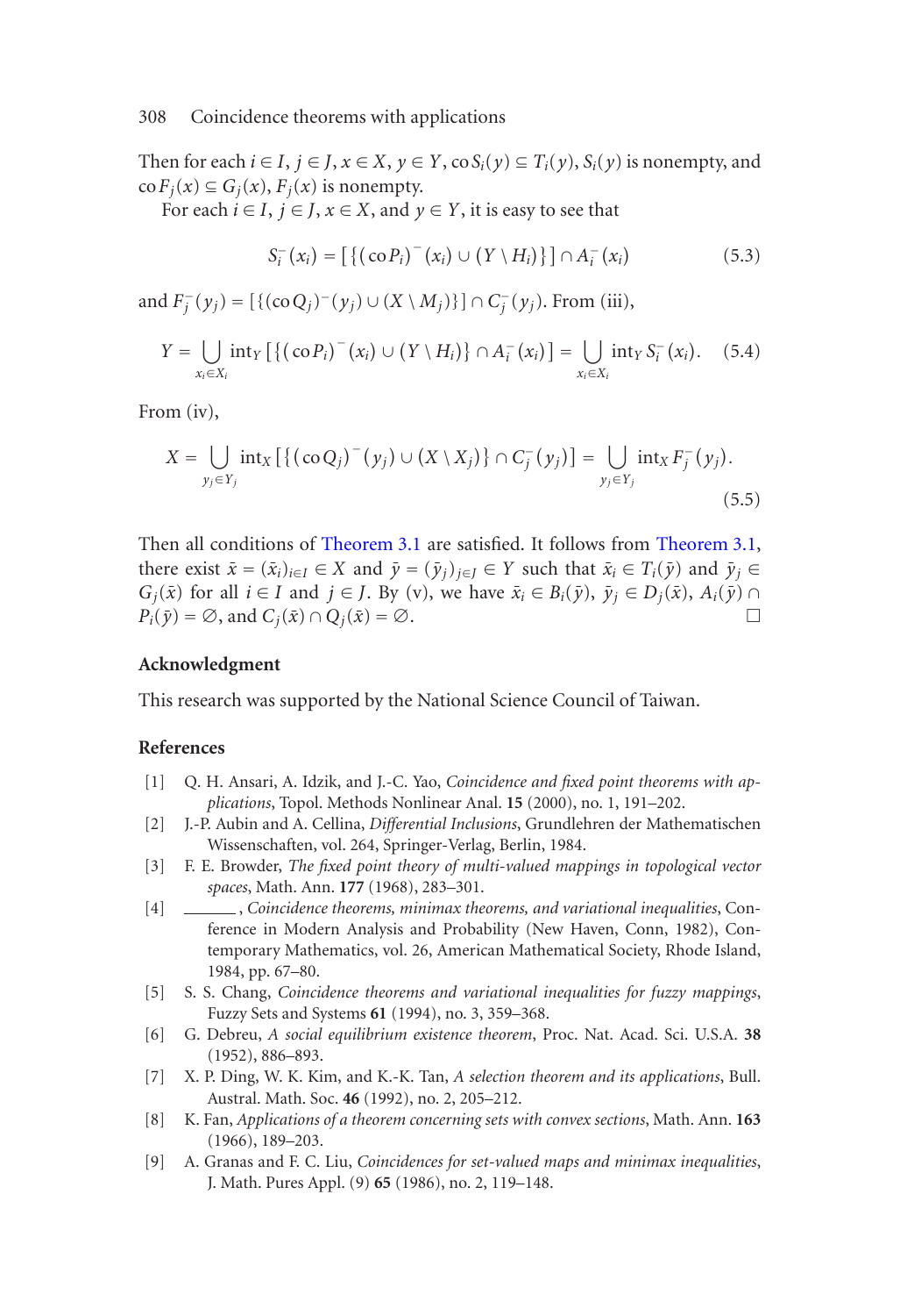Then for each $i \in I$, $j \in J$, $x \in X$, $y \in Y$, $\operatorname{co} S_i(y) \subseteq T_i(y)$, $S_i(y)$ is nonempty, and $\operatorname{co} F_j(x) \subseteq G_j(x)$, $F_j(x)$ is nonempty.

For each $i \in I$, $j \in J$, $x \in X$, and $y \in Y$, it is easy to see that

$$S_i^-(x_i) = \left[\left\{(\operatorname{co} P_i)^-(x_i) \cup (Y \setminus H_i)\right\}\right] \cap A_i^-(x_i) \tag{5.3}$$

and $F_j^-(y_j) = [\{(\operatorname{co} Q_j)^-(y_j) \cup (X \setminus M_j)\}] \cap C_j^-(y_j)$. From (iii),

$$Y = \bigcup_{x_i \in X_i} \operatorname{int}_Y \left[\left\{(\operatorname{co} P_i)^-(x_i) \cup (Y \setminus H_i)\right\} \cap A_i^-(x_i)\right] = \bigcup_{x_i \in X_i} \operatorname{int}_Y S_i^-(x_i). \tag{5.4}$$

From (iv),

$$X = \bigcup_{y_j \in Y_j} \operatorname{int}_X \left[\left\{(\operatorname{co} Q_j)^-(y_j) \cup (X \setminus X_j)\right\} \cap C_j^-(y_j)\right] = \bigcup_{y_j \in Y_j} \operatorname{int}_X F_j^-(y_j). \tag{5.5}$$

Then all conditions of Theorem 3.1 are satisfied. It follows from Theorem 3.1, there exist $\bar{x} = (\bar{x}_i)_{i \in I} \in X$ and $\bar{y} = (\bar{y}_j)_{j \in J} \in Y$ such that $\bar{x}_i \in T_i(\bar{y})$ and $\bar{y}_j \in G_j(\bar{x})$ for all $i \in I$ and $j \in J$. By (v), we have $\bar{x}_i \in B_i(\bar{y})$, $\bar{y}_j \in D_j(\bar{x})$, $A_i(\bar{y}) \cap P_i(\bar{y}) = \emptyset$, and $C_j(\bar{x}) \cap Q_j(\bar{x}) = \emptyset$. □

## Acknowledgment

This research was supported by the National Science Council of Taiwan.

## References

[1] Q. H. Ansari, A. Idzik, and J.-C. Yao, *Coincidence and fixed point theorems with applications*, Topol. Methods Nonlinear Anal. **15** (2000), no. 1, 191–202.

[2] J.-P. Aubin and A. Cellina, *Differential Inclusions*, Grundlehren der Mathematischen Wissenschaften, vol. 264, Springer-Verlag, Berlin, 1984.

[3] F. E. Browder, *The fixed point theory of multi-valued mappings in topological vector spaces*, Math. Ann. **177** (1968), 283–301.

[4] ______, *Coincidence theorems, minimax theorems, and variational inequalities*, Conference in Modern Analysis and Probability (New Haven, Conn, 1982), Contemporary Mathematics, vol. 26, American Mathematical Society, Rhode Island, 1984, pp. 67–80.

[5] S. S. Chang, *Coincidence theorems and variational inequalities for fuzzy mappings*, Fuzzy Sets and Systems **61** (1994), no. 3, 359–368.

[6] G. Debreu, *A social equilibrium existence theorem*, Proc. Nat. Acad. Sci. U.S.A. **38** (1952), 886–893.

[7] X. P. Ding, W. K. Kim, and K.-K. Tan, *A selection theorem and its applications*, Bull. Austral. Math. Soc. **46** (1992), no. 2, 205–212.

[8] K. Fan, *Applications of a theorem concerning sets with convex sections*, Math. Ann. **163** (1966), 189–203.

[9] A. Granas and F. C. Liu, *Coincidences for set-valued maps and minimax inequalities*, J. Math. Pures Appl. (9) **65** (1986), no. 2, 119–148.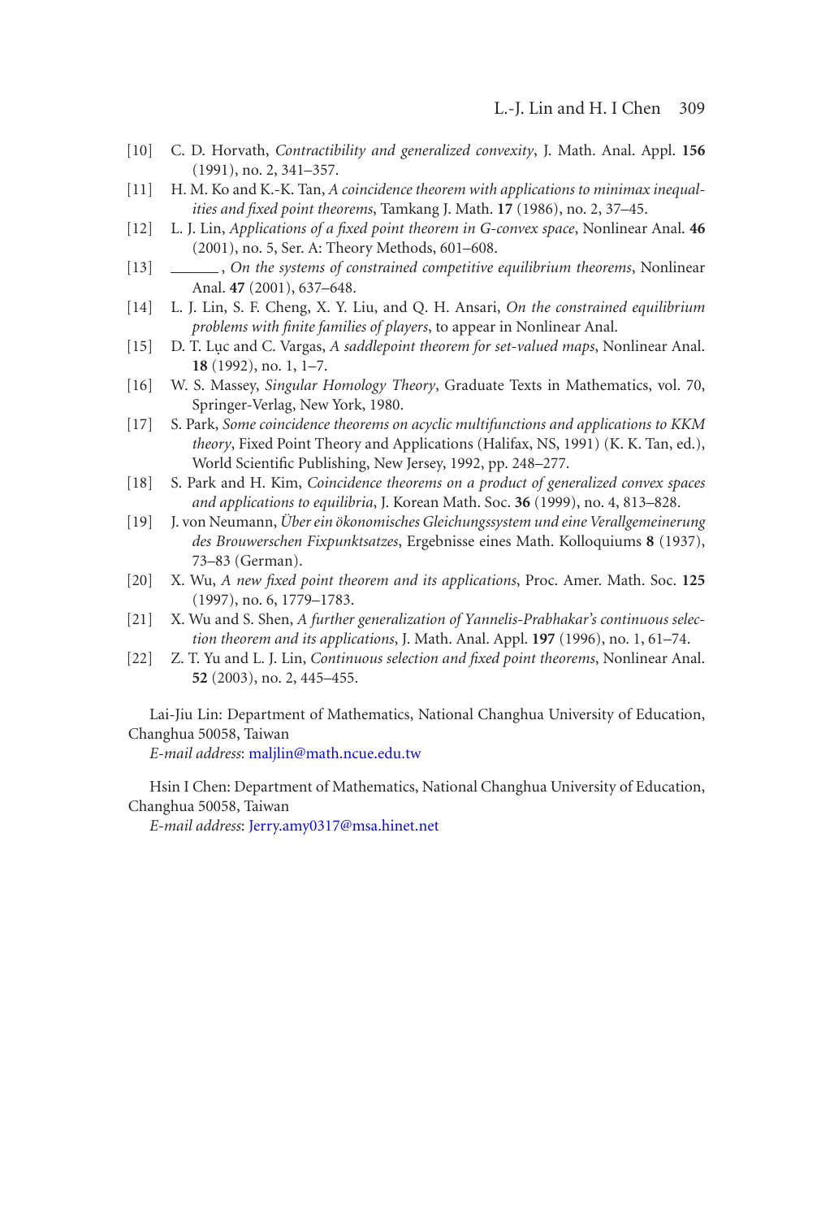[10] C. D. Horvath, *Contractibility and generalized convexity*, J. Math. Anal. Appl. **156** (1991), no. 2, 341–357.

[11] H. M. Ko and K.-K. Tan, *A coincidence theorem with applications to minimax inequalities and fixed point theorems*, Tamkang J. Math. **17** (1986), no. 2, 37–45.

[12] L. J. Lin, *Applications of a fixed point theorem in G-convex space*, Nonlinear Anal. **46** (2001), no. 5, Ser. A: Theory Methods, 601–608.

[13] ______, *On the systems of constrained competitive equilibrium theorems*, Nonlinear Anal. **47** (2001), 637–648.

[14] L. J. Lin, S. F. Cheng, X. Y. Liu, and Q. H. Ansari, *On the constrained equilibrium problems with finite families of players*, to appear in Nonlinear Anal.

[15] D. T. Lục and C. Vargas, *A saddlepoint theorem for set-valued maps*, Nonlinear Anal. **18** (1992), no. 1, 1–7.

[16] W. S. Massey, *Singular Homology Theory*, Graduate Texts in Mathematics, vol. 70, Springer-Verlag, New York, 1980.

[17] S. Park, *Some coincidence theorems on acyclic multifunctions and applications to KKM theory*, Fixed Point Theory and Applications (Halifax, NS, 1991) (K. K. Tan, ed.), World Scientific Publishing, New Jersey, 1992, pp. 248–277.

[18] S. Park and H. Kim, *Coincidence theorems on a product of generalized convex spaces and applications to equilibria*, J. Korean Math. Soc. **36** (1999), no. 4, 813–828.

[19] J. von Neumann, *Über ein ökonomisches Gleichungssystem und eine Verallgemeinerung des Brouwerschen Fixpunktsatzes*, Ergebnisse eines Math. Kolloquiums **8** (1937), 73–83 (German).

[20] X. Wu, *A new fixed point theorem and its applications*, Proc. Amer. Math. Soc. **125** (1997), no. 6, 1779–1783.

[21] X. Wu and S. Shen, *A further generalization of Yannelis-Prabhakar's continuous selection theorem and its applications*, J. Math. Anal. Appl. **197** (1996), no. 1, 61–74.

[22] Z. T. Yu and L. J. Lin, *Continuous selection and fixed point theorems*, Nonlinear Anal. **52** (2003), no. 2, 445–455.

Lai-Jiu Lin: Department of Mathematics, National Changhua University of Education, Changhua 50058, Taiwan

*E-mail address*: maljlin@math.ncue.edu.tw

Hsin I Chen: Department of Mathematics, National Changhua University of Education, Changhua 50058, Taiwan

*E-mail address*: Jerry.amy0317@msa.hinet.net